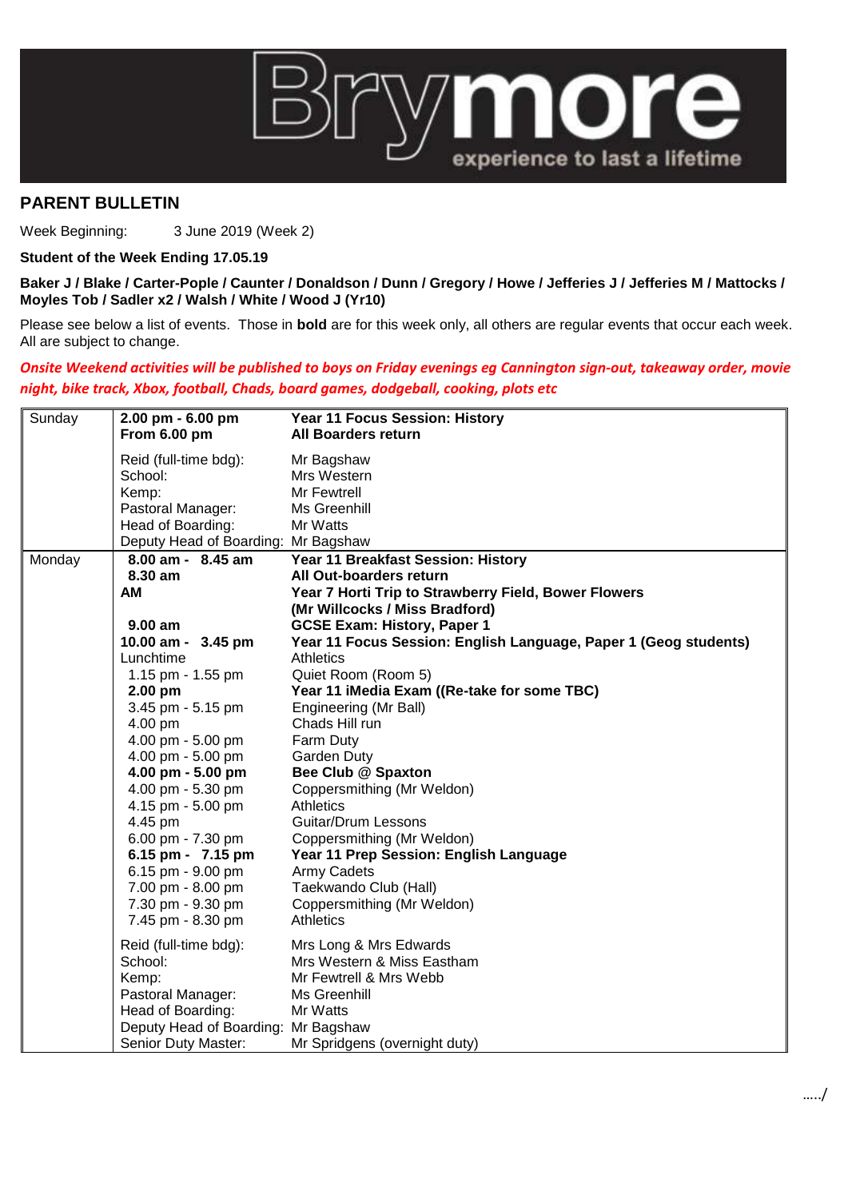Brymore experience to last a lifetime

## PARENT BULLETIN

Week Beginning: 3 June 2019 (Week 2)

**Student of the Week Ending 17.05.19**

**Baker J / Blake / Carter-Pople / Caunter / Donaldson / Dunn / Gregory / Howe / Jefferies J / Jefferies M / Mattocks / Moyles Tob / Sadler x2 / Walsh / White / Wood J (Yr10)**

Please see below a list of events. Those in **bold** are for this week only, all others are regular events that occur each week. All are subject to change.

***Onsite Weekend activities will be published to boys on Friday evenings eg Cannington sign-out, takeaway order, movie night, bike track, Xbox, football, Chads, board games, dodgeball, cooking, plots etc***

| Day | Time | Event |
|---|---|---|
| Sunday | **2.00 pm - 6.00 pm** | **Year 11 Focus Session: History** |
| | **From 6.00 pm** | **All Boarders return** |
| | Reid (full-time bdg): | Mr Bagshaw |
| | School: | Mrs Western |
| | Kemp: | Mr Fewtrell |
| | Pastoral Manager: | Ms Greenhill |
| | Head of Boarding: | Mr Watts |
| | Deputy Head of Boarding: | Mr Bagshaw |
| Monday | **8.00 am - 8.45 am** | **Year 11 Breakfast Session: History** |
| | **8.30 am** | **All Out-boarders return** |
| | **AM** | **Year 7 Horti Trip to Strawberry Field, Bower Flowers (Mr Willcocks / Miss Bradford)** |
| | **9.00 am** | **GCSE Exam: History, Paper 1** |
| | **10.00 am - 3.45 pm** | **Year 11 Focus Session: English Language, Paper 1 (Geog students)** |
| | Lunchtime | Athletics |
| | 1.15 pm - 1.55 pm | Quiet Room (Room 5) |
| | **2.00 pm** | **Year 11 iMedia Exam ((Re-take for some TBC)** |
| | 3.45 pm - 5.15 pm | Engineering (Mr Ball) |
| | 4.00 pm | Chads Hill run |
| | 4.00 pm - 5.00 pm | Farm Duty |
| | 4.00 pm - 5.00 pm | Garden Duty |
| | **4.00 pm - 5.00 pm** | **Bee Club @ Spaxton** |
| | 4.00 pm - 5.30 pm | Coppersmithing (Mr Weldon) |
| | 4.15 pm - 5.00 pm | Athletics |
| | 4.45 pm | Guitar/Drum Lessons |
| | 6.00 pm - 7.30 pm | Coppersmithing (Mr Weldon) |
| | **6.15 pm - 7.15 pm** | **Year 11 Prep Session: English Language** |
| | 6.15 pm - 9.00 pm | Army Cadets |
| | 7.00 pm - 8.00 pm | Taekwando Club (Hall) |
| | 7.30 pm - 9.30 pm | Coppersmithing (Mr Weldon) |
| | 7.45 pm - 8.30 pm | Athletics |
| | Reid (full-time bdg): | Mrs Long & Mrs Edwards |
| | School: | Mrs Western & Miss Eastham |
| | Kemp: | Mr Fewtrell & Mrs Webb |
| | Pastoral Manager: | Ms Greenhill |
| | Head of Boarding: | Mr Watts |
| | Deputy Head of Boarding: | Mr Bagshaw |
| | Senior Duty Master: | Mr Spridgens (overnight duty) |

…../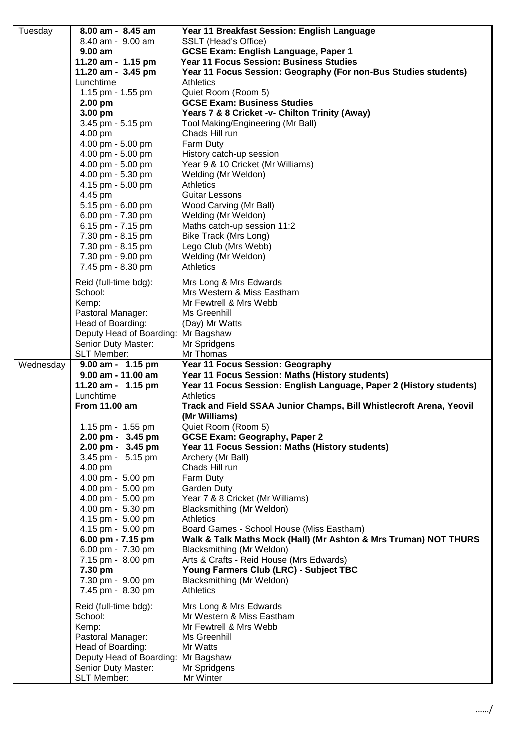| | | |
|---|---|---|
| Tuesday | **8.00 am - 8.45 am** | **Year 11 Breakfast Session: English Language** |
| | 8.40 am - 9.00 am | SSLT (Head's Office) |
| | **9.00 am** | **GCSE Exam: English Language, Paper 1** |
| | **11.20 am - 1.15 pm** | **Year 11 Focus Session: Business Studies** |
| | **11.20 am - 3.45 pm** | **Year 11 Focus Session: Geography (For non-Bus Studies students)** |
| | Lunchtime | Athletics |
| | 1.15 pm - 1.55 pm | Quiet Room (Room 5) |
| | **2.00 pm** | **GCSE Exam: Business Studies** |
| | **3.00 pm** | **Years 7 & 8 Cricket -v- Chilton Trinity (Away)** |
| | 3.45 pm - 5.15 pm | Tool Making/Engineering (Mr Ball) |
| | 4.00 pm | Chads Hill run |
| | 4.00 pm - 5.00 pm | Farm Duty |
| | 4.00 pm - 5.00 pm | History catch-up session |
| | 4.00 pm - 5.00 pm | Year 9 & 10 Cricket (Mr Williams) |
| | 4.00 pm - 5.30 pm | Welding (Mr Weldon) |
| | 4.15 pm - 5.00 pm | Athletics |
| | 4.45 pm | Guitar Lessons |
| | 5.15 pm - 6.00 pm | Wood Carving (Mr Ball) |
| | 6.00 pm - 7.30 pm | Welding (Mr Weldon) |
| | 6.15 pm - 7.15 pm | Maths catch-up session 11:2 |
| | 7.30 pm - 8.15 pm | Bike Track (Mrs Long) |
| | 7.30 pm - 8.15 pm | Lego Club (Mrs Webb) |
| | 7.30 pm - 9.00 pm | Welding (Mr Weldon) |
| | 7.45 pm - 8.30 pm | Athletics |
| | Reid (full-time bdg): | Mrs Long & Mrs Edwards |
| | School: | Mrs Western & Miss Eastham |
| | Kemp: | Mr Fewtrell & Mrs Webb |
| | Pastoral Manager: | Ms Greenhill |
| | Head of Boarding: | (Day) Mr Watts |
| | Deputy Head of Boarding: | Mr Bagshaw |
| | Senior Duty Master: | Mr Spridgens |
| | SLT Member: | Mr Thomas |
| Wednesday | **9.00 am - 1.15 pm** | **Year 11 Focus Session: Geography** |
| | **9.00 am - 11.00 am** | **Year 11 Focus Session: Maths (History students)** |
| | **11.20 am - 1.15 pm** | **Year 11 Focus Session: English Language, Paper 2 (History students)** |
| | Lunchtime | Athletics |
| | **From 11.00 am** | **Track and Field SSAA Junior Champs, Bill Whistlecroft Arena, Yeovil (Mr Williams)** |
| | 1.15 pm - 1.55 pm | Quiet Room (Room 5) |
| | **2.00 pm - 3.45 pm** | **GCSE Exam: Geography, Paper 2** |
| | **2.00 pm - 3.45 pm** | **Year 11 Focus Session: Maths (History students)** |
| | 3.45 pm - 5.15 pm | Archery (Mr Ball) |
| | 4.00 pm | Chads Hill run |
| | 4.00 pm - 5.00 pm | Farm Duty |
| | 4.00 pm - 5.00 pm | Garden Duty |
| | 4.00 pm - 5.00 pm | Year 7 & 8 Cricket (Mr Williams) |
| | 4.00 pm - 5.30 pm | Blacksmithing (Mr Weldon) |
| | 4.15 pm - 5.00 pm | Athletics |
| | 4.15 pm - 5.00 pm | Board Games - School House (Miss Eastham) |
| | **6.00 pm - 7.15 pm** | **Walk & Talk Maths Mock (Hall) (Mr Ashton & Mrs Truman) NOT THURS** |
| | 6.00 pm - 7.30 pm | Blacksmithing (Mr Weldon) |
| | 7.15 pm - 8.00 pm | Arts & Crafts - Reid House (Mrs Edwards) |
| | **7.30 pm** | **Young Farmers Club (LRC) - Subject TBC** |
| | 7.30 pm - 9.00 pm | Blacksmithing (Mr Weldon) |
| | 7.45 pm - 8.30 pm | Athletics |
| | Reid (full-time bdg): | Mrs Long & Mrs Edwards |
| | School: | Mr Western & Miss Eastham |
| | Kemp: | Mr Fewtrell & Mrs Webb |
| | Pastoral Manager: | Ms Greenhill |
| | Head of Boarding: | Mr Watts |
| | Deputy Head of Boarding: | Mr Bagshaw |
| | Senior Duty Master: | Mr Spridgens |
| | SLT Member: | Mr Winter |

……/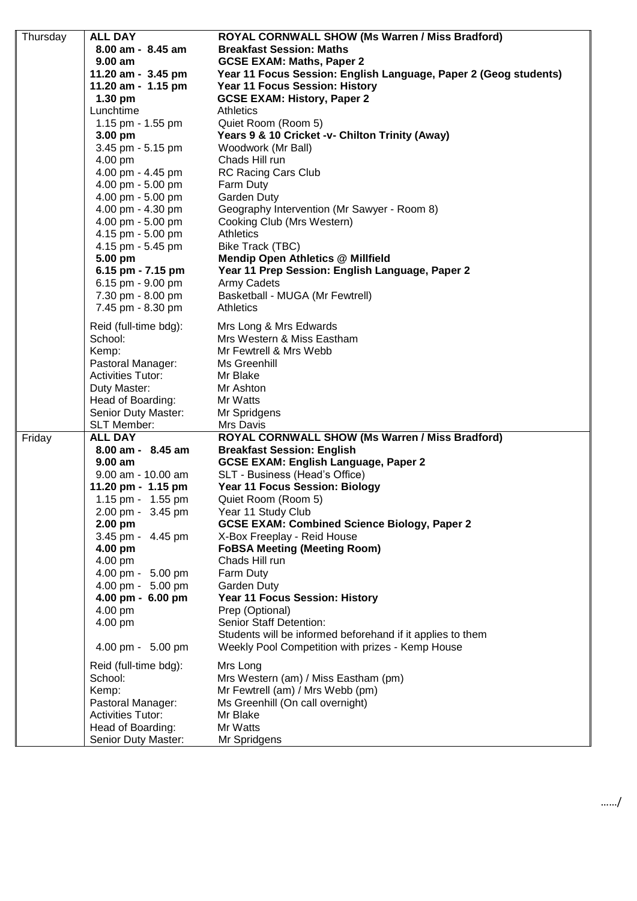| | | |
|---|---|---|
| Thursday | **ALL DAY** | **ROYAL CORNWALL SHOW (Ms Warren / Miss Bradford)** |
| | **8.00 am - 8.45 am** | **Breakfast Session: Maths** |
| | **9.00 am** | **GCSE EXAM: Maths, Paper 2** |
| | **11.20 am - 3.45 pm** | **Year 11 Focus Session: English Language, Paper 2 (Geog students)** |
| | **11.20 am - 1.15 pm** | **Year 11 Focus Session: History** |
| | **1.30 pm** | **GCSE EXAM: History, Paper 2** |
| | Lunchtime | Athletics |
| | 1.15 pm - 1.55 pm | Quiet Room (Room 5) |
| | **3.00 pm** | **Years 9 & 10 Cricket -v- Chilton Trinity (Away)** |
| | 3.45 pm - 5.15 pm | Woodwork (Mr Ball) |
| | 4.00 pm | Chads Hill run |
| | 4.00 pm - 4.45 pm | RC Racing Cars Club |
| | 4.00 pm - 5.00 pm | Farm Duty |
| | 4.00 pm - 5.00 pm | Garden Duty |
| | 4.00 pm - 4.30 pm | Geography Intervention (Mr Sawyer - Room 8) |
| | 4.00 pm - 5.00 pm | Cooking Club (Mrs Western) |
| | 4.15 pm - 5.00 pm | Athletics |
| | 4.15 pm - 5.45 pm | Bike Track (TBC) |
| | **5.00 pm** | **Mendip Open Athletics @ Millfield** |
| | **6.15 pm - 7.15 pm** | **Year 11 Prep Session: English Language, Paper 2** |
| | 6.15 pm - 9.00 pm | Army Cadets |
| | 7.30 pm - 8.00 pm | Basketball - MUGA (Mr Fewtrell) |
| | 7.45 pm - 8.30 pm | Athletics |
| | Reid (full-time bdg): | Mrs Long & Mrs Edwards |
| | School: | Mrs Western & Miss Eastham |
| | Kemp: | Mr Fewtrell & Mrs Webb |
| | Pastoral Manager: | Ms Greenhill |
| | Activities Tutor: | Mr Blake |
| | Duty Master: | Mr Ashton |
| | Head of Boarding: | Mr Watts |
| | Senior Duty Master: | Mr Spridgens |
| | SLT Member: | Mrs Davis |
| Friday | **ALL DAY** | **ROYAL CORNWALL SHOW (Ms Warren / Miss Bradford)** |
| | **8.00 am - 8.45 am** | **Breakfast Session: English** |
| | **9.00 am** | **GCSE EXAM: English Language, Paper 2** |
| | 9.00 am - 10.00 am | SLT - Business (Head's Office) |
| | **11.20 pm - 1.15 pm** | **Year 11 Focus Session: Biology** |
| | 1.15 pm - 1.55 pm | Quiet Room (Room 5) |
| | 2.00 pm - 3.45 pm | Year 11 Study Club |
| | **2.00 pm** | **GCSE EXAM: Combined Science Biology, Paper 2** |
| | 3.45 pm - 4.45 pm | X-Box Freeplay - Reid House |
| | **4.00 pm** | **FoBSA Meeting (Meeting Room)** |
| | 4.00 pm | Chads Hill run |
| | 4.00 pm - 5.00 pm | Farm Duty |
| | 4.00 pm - 5.00 pm | Garden Duty |
| | **4.00 pm - 6.00 pm** | **Year 11 Focus Session: History** |
| | 4.00 pm | Prep (Optional) |
| | 4.00 pm | Senior Staff Detention: Students will be informed beforehand if it applies to them |
| | 4.00 pm - 5.00 pm | Weekly Pool Competition with prizes - Kemp House |
| | Reid (full-time bdg): | Mrs Long |
| | School: | Mrs Western (am) / Miss Eastham (pm) |
| | Kemp: | Mr Fewtrell (am) / Mrs Webb (pm) |
| | Pastoral Manager: | Ms Greenhill (On call overnight) |
| | Activities Tutor: | Mr Blake |
| | Head of Boarding: | Mr Watts |
| | Senior Duty Master: | Mr Spridgens |

……/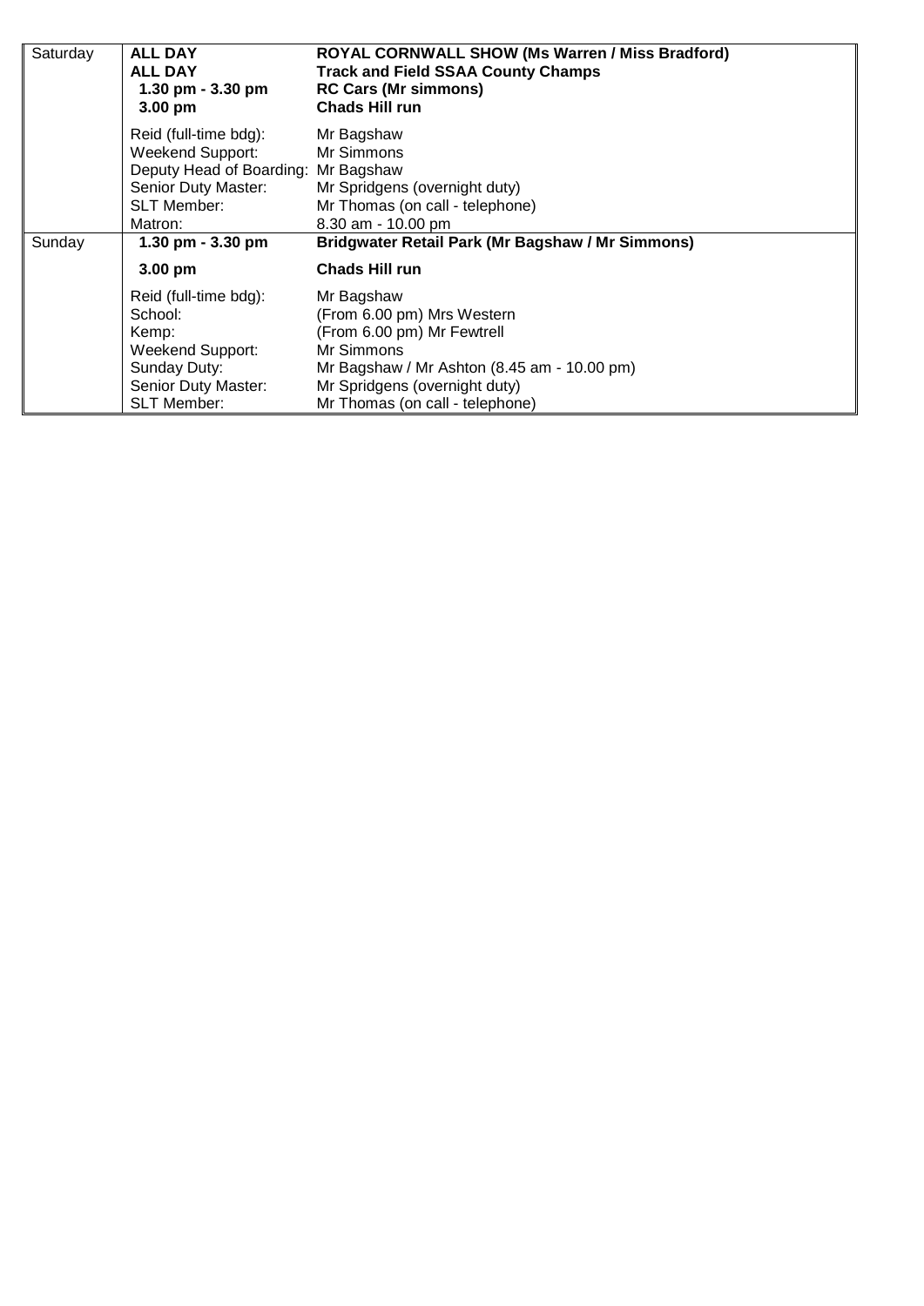| | | |
|---|---|---|
| Saturday | **ALL DAY** | **ROYAL CORNWALL SHOW (Ms Warren / Miss Bradford)** |
| | **ALL DAY** | **Track and Field SSAA County Champs** |
| | **1.30 pm - 3.30 pm** | **RC Cars (Mr simmons)** |
| | **3.00 pm** | **Chads Hill run** |
| | Reid (full-time bdg): | Mr Bagshaw |
| | Weekend Support: | Mr Simmons |
| | Deputy Head of Boarding: | Mr Bagshaw |
| | Senior Duty Master: | Mr Spridgens (overnight duty) |
| | SLT Member: | Mr Thomas (on call - telephone) |
| | Matron: | 8.30 am - 10.00 pm |
| Sunday | **1.30 pm - 3.30 pm** | **Bridgwater Retail Park (Mr Bagshaw / Mr Simmons)** |
| | **3.00 pm** | **Chads Hill run** |
| | Reid (full-time bdg): | Mr Bagshaw |
| | School: | (From 6.00 pm) Mrs Western |
| | Kemp: | (From 6.00 pm) Mr Fewtrell |
| | Weekend Support: | Mr Simmons |
| | Sunday Duty: | Mr Bagshaw / Mr Ashton (8.45 am - 10.00 pm) |
| | Senior Duty Master: | Mr Spridgens (overnight duty) |
| | SLT Member: | Mr Thomas (on call - telephone) |